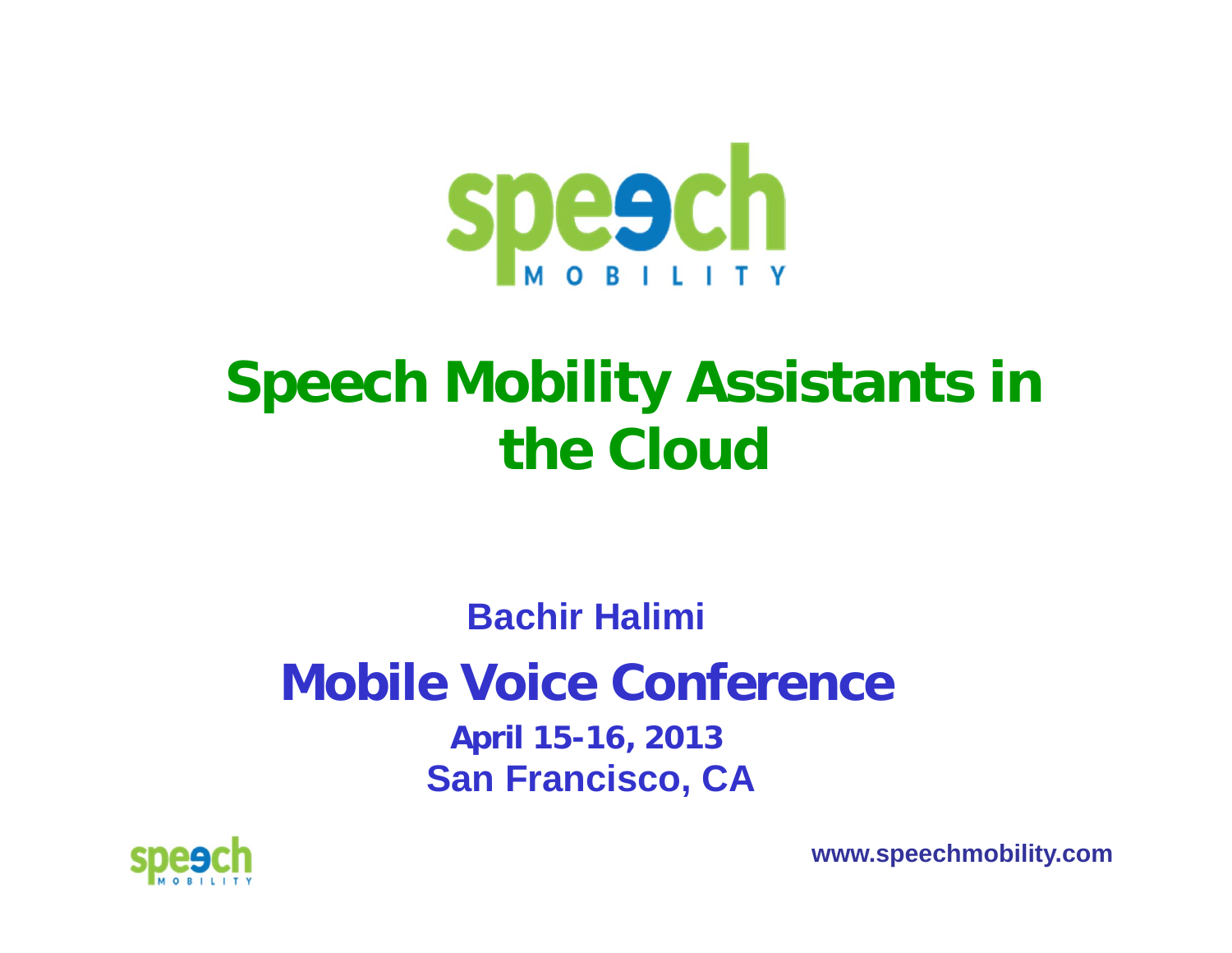# Speech Mobility Assistants in the Cloud

**Bachir Halimi**

## Mobile Voice Conference

**April 15-16, 2013**

**San Francisco, CA**

**www.speechmobility.com**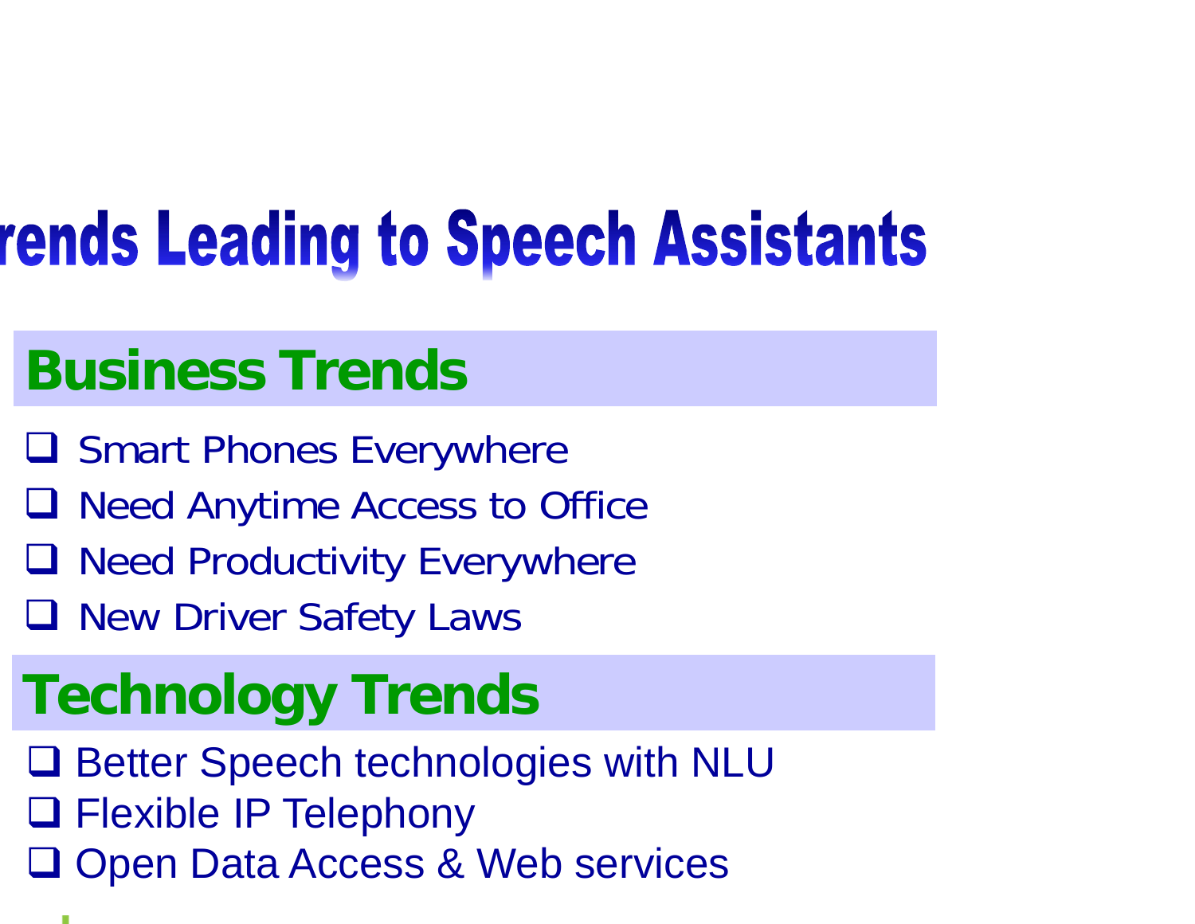# rends Leading to Speech Assistants

## Business Trends

- Smart Phones Everywhere
- Need Anytime Access to Office
- Need Productivity Everywhere
- New Driver Safety Laws

## Technology Trends

- Better Speech technologies with NLU
- Flexible IP Telephony
- Open Data Access & Web services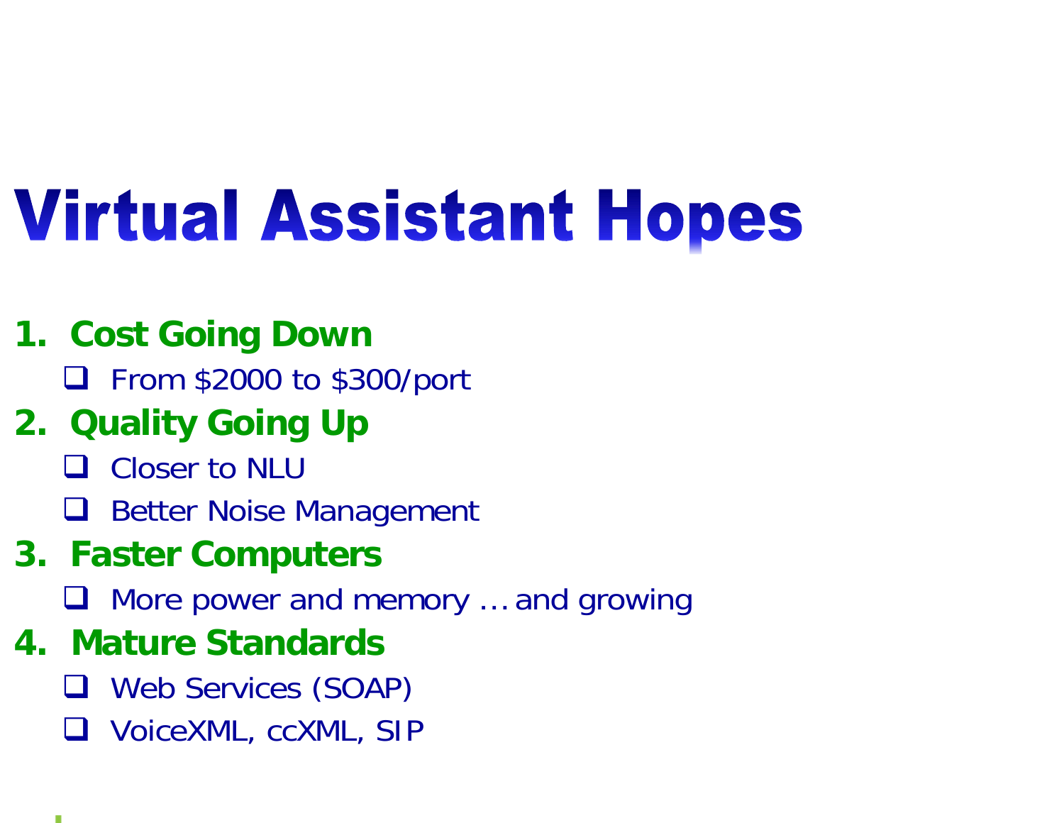# Virtual Assistant Hopes

1. **Cost Going Down**
   - From $2000 to $300/port
2. **Quality Going Up**
   - Closer to NLU
   - Better Noise Management
3. **Faster Computers**
   - More power and memory … and growing
4. **Mature Standards**
   - Web Services (SOAP)
   - VoiceXML, ccXML, SIP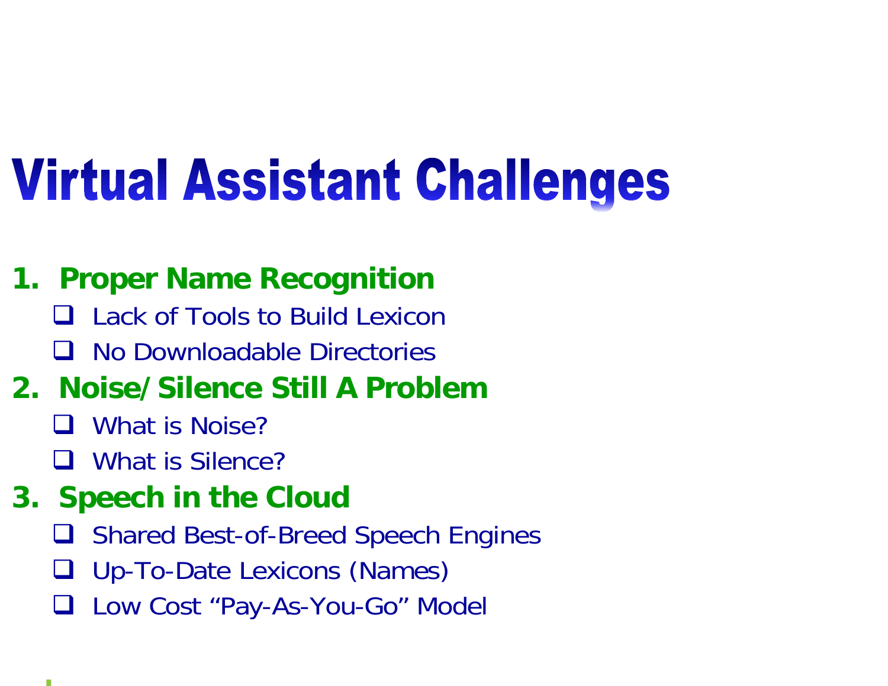# Virtual Assistant Challenges

1. **Proper Name Recognition**
   - Lack of Tools to Build Lexicon
   - No Downloadable Directories
2. **Noise/Silence Still A Problem**
   - What is Noise?
   - What is Silence?
3. **Speech in the Cloud**
   - Shared Best-of-Breed Speech Engines
   - Up-To-Date Lexicons (Names)
   - Low Cost “Pay-As-You-Go” Model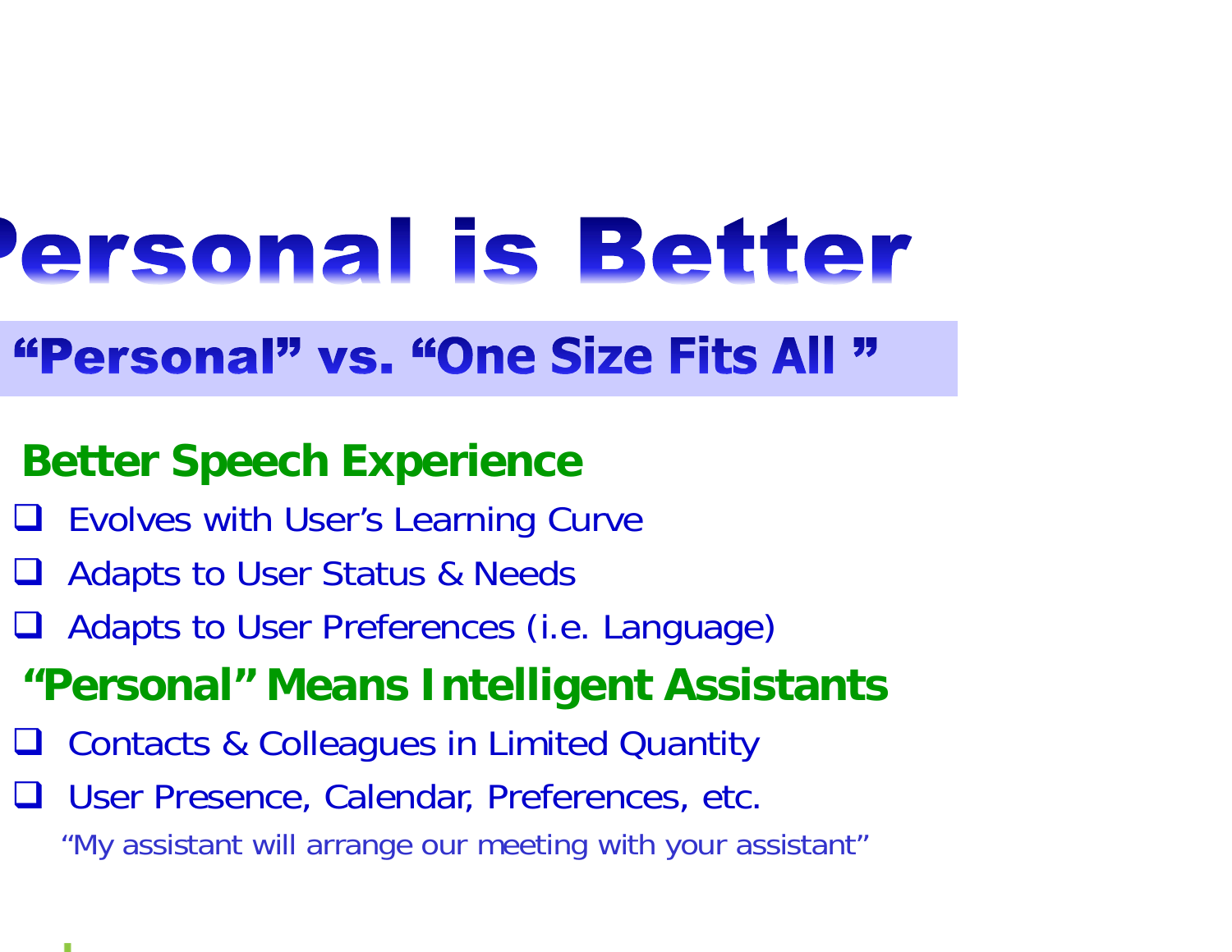# Personal is Better

## “Personal” vs. “One Size Fits All ”

### Better Speech Experience

- Evolves with User’s Learning Curve
- Adapts to User Status & Needs
- Adapts to User Preferences (i.e. Language)

### “Personal” Means Intelligent Assistants

- Contacts & Colleagues in Limited Quantity
- User Presence, Calendar, Preferences, etc.

“My assistant will arrange our meeting with your assistant”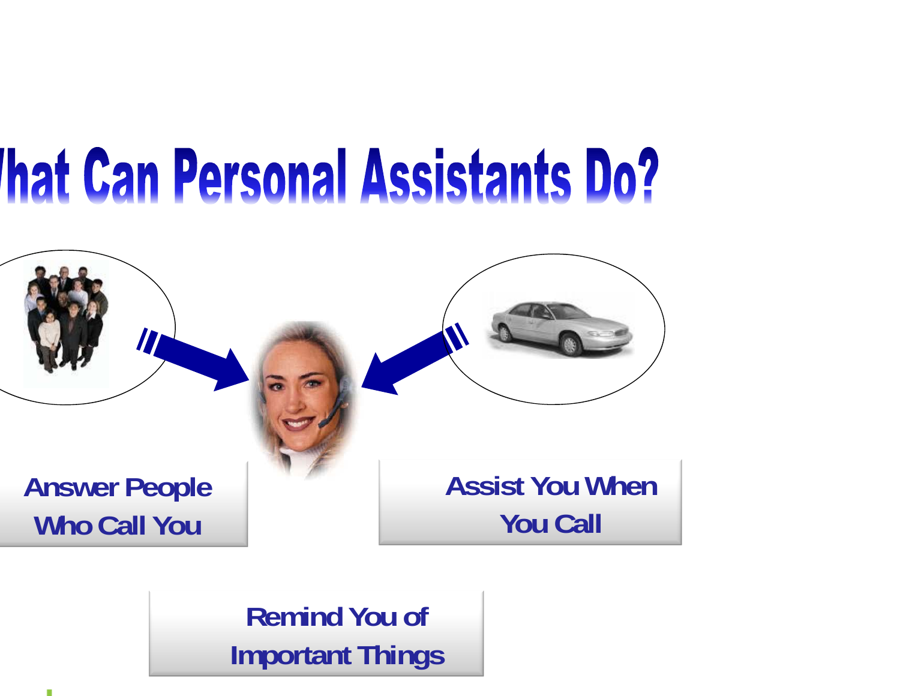# What Can Personal Assistants Do?

Answer People Who Call You

Assist You When You Call

Remind You of Important Things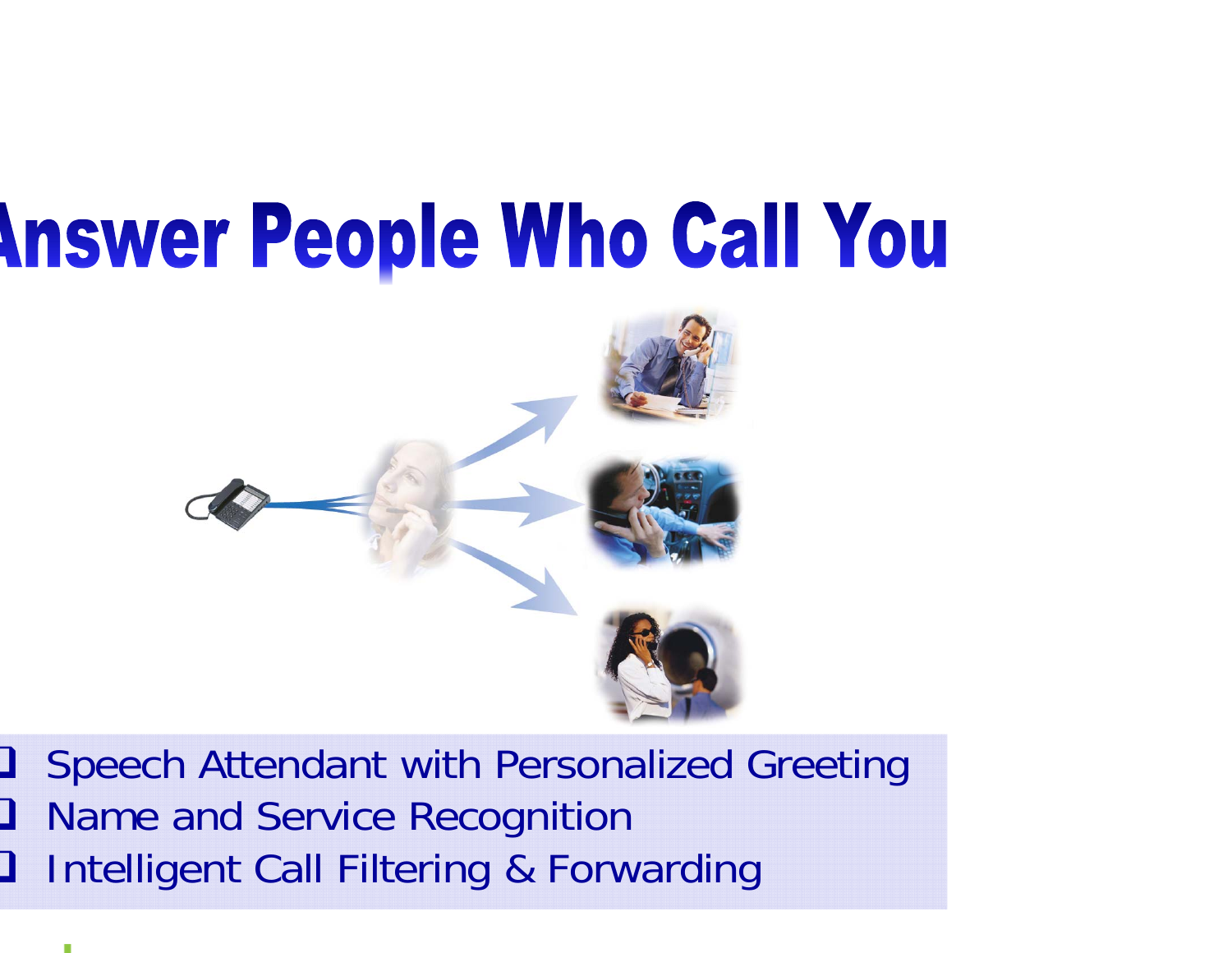# Answer People Who Call You

- Speech Attendant with Personalized Greeting
- Name and Service Recognition
- Intelligent Call Filtering & Forwarding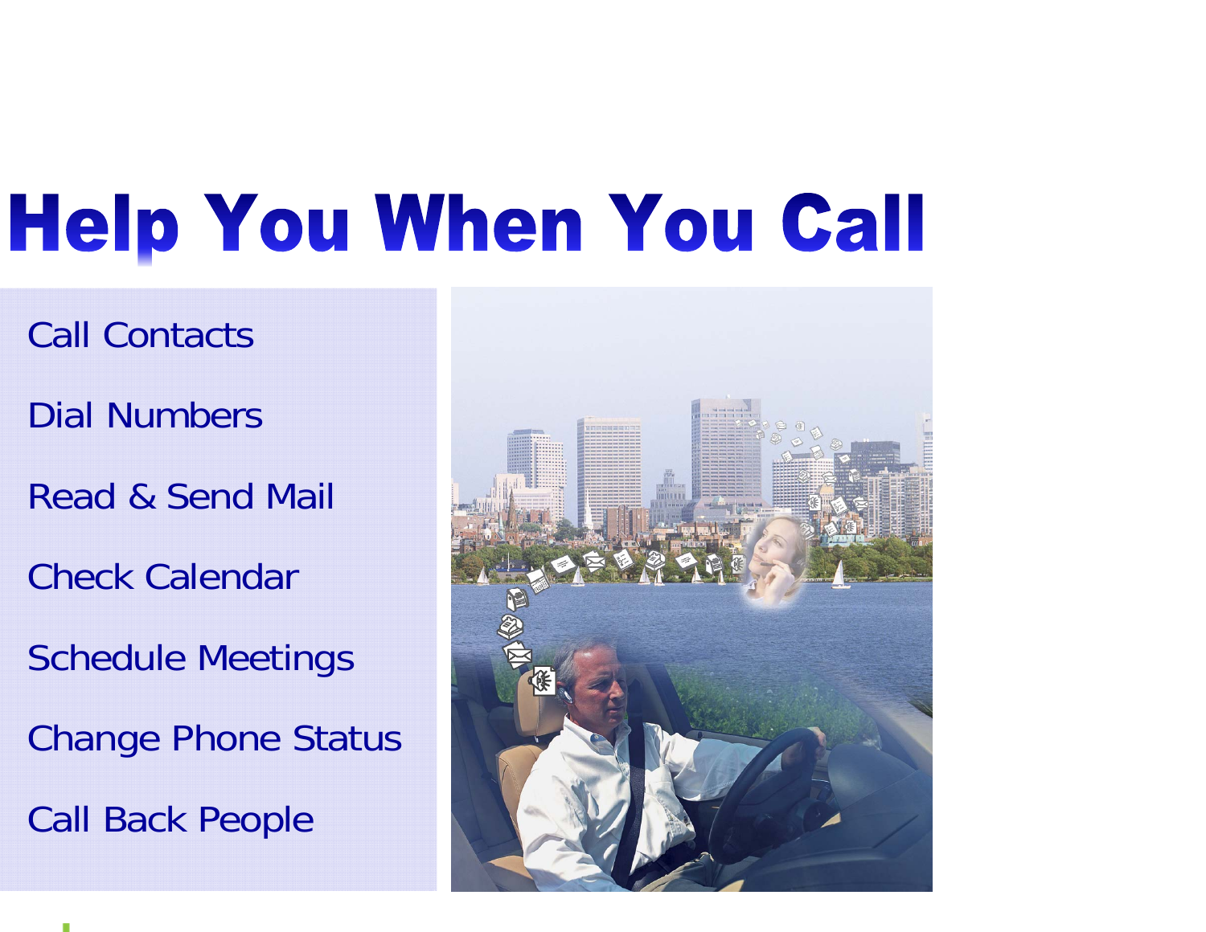# Help You When You Call

- Call Contacts
- Dial Numbers
- Read & Send Mail
- Check Calendar
- Schedule Meetings
- Change Phone Status
- Call Back People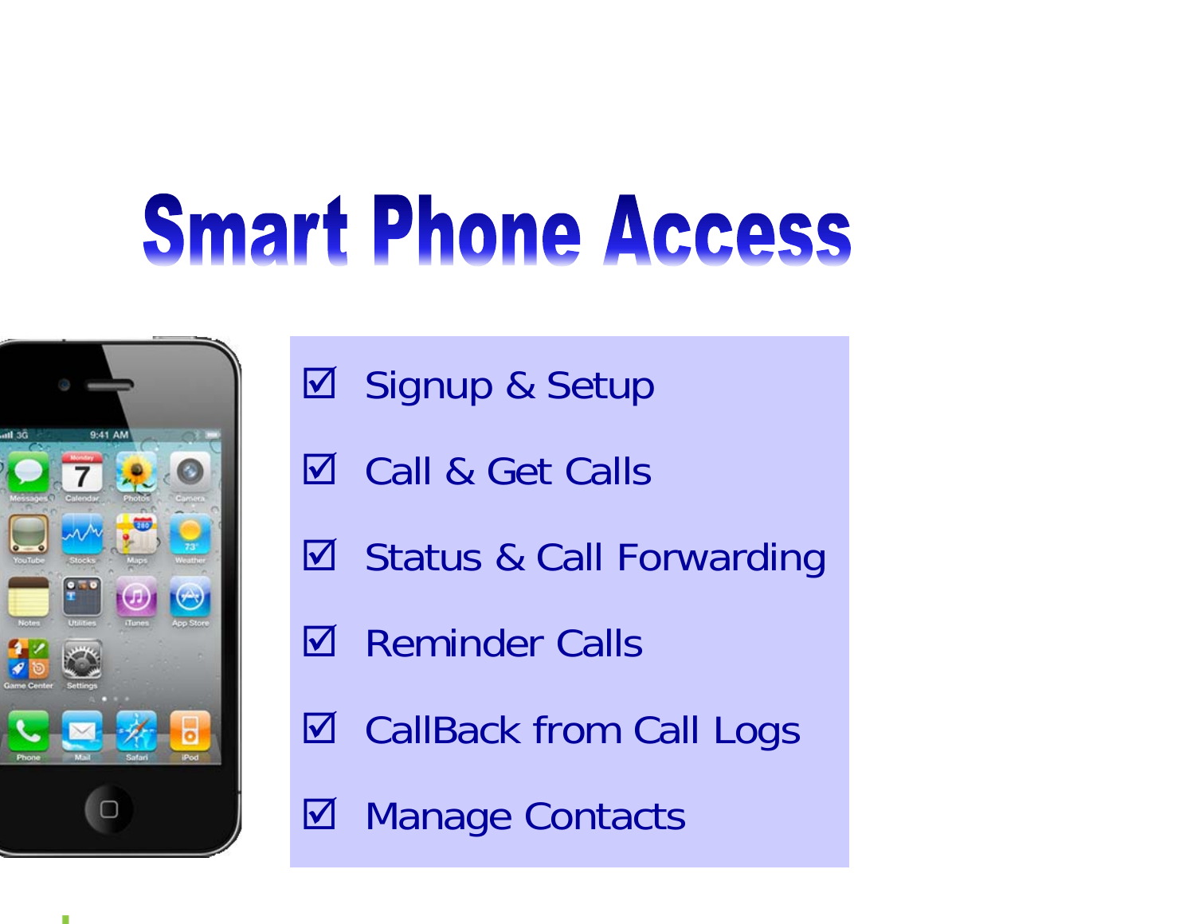# Smart Phone Access

- ☑ Signup & Setup
- ☑ Call & Get Calls
- ☑ Status & Call Forwarding
- ☑ Reminder Calls
- ☑ CallBack from Call Logs
- ☑ Manage Contacts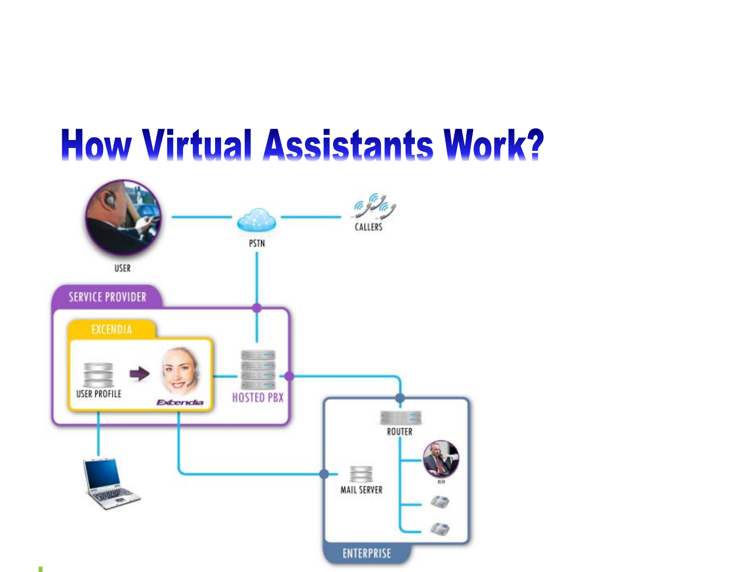# How Virtual Assistants Work?

USER

PSTN

CALLERS

SERVICE PROVIDER

EXCENDIA

USER PROFILE

Excendia

HOSTED PBX

ROUTER

MAIL SERVER

ENTERPRISE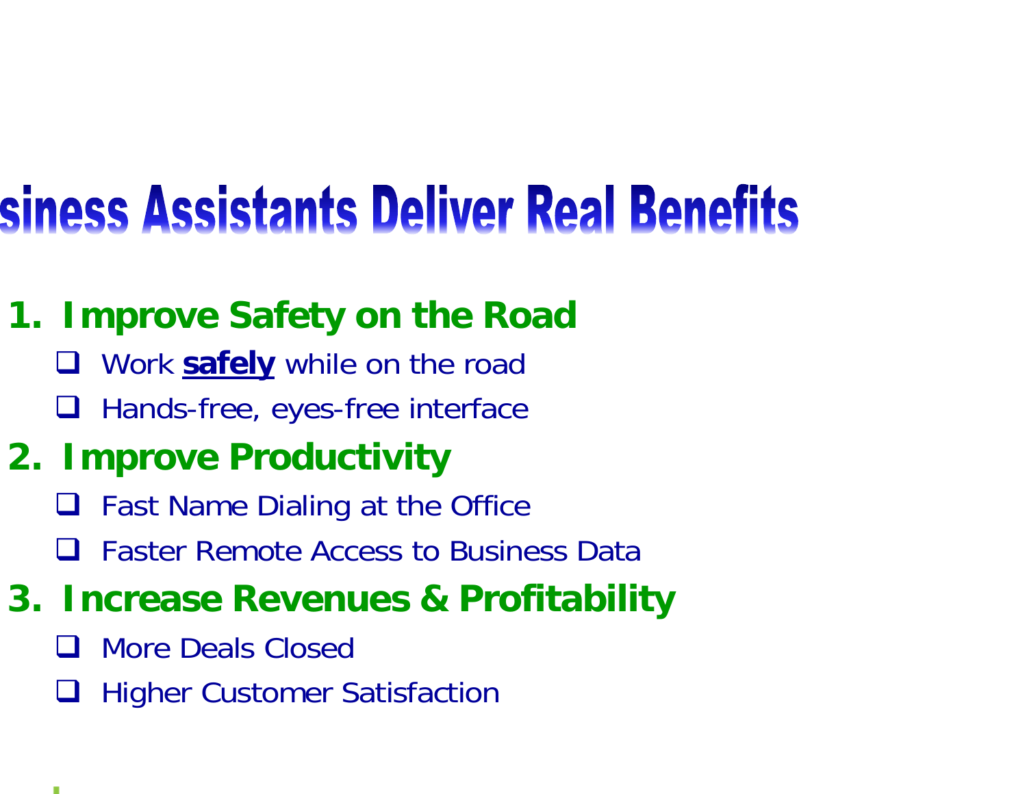# siness Assistants Deliver Real Benefits

1. **Improve Safety on the Road**
   - Work **safely** while on the road
   - Hands-free, eyes-free interface
2. **Improve Productivity**
   - Fast Name Dialing at the Office
   - Faster Remote Access to Business Data
3. **Increase Revenues & Profitability**
   - More Deals Closed
   - Higher Customer Satisfaction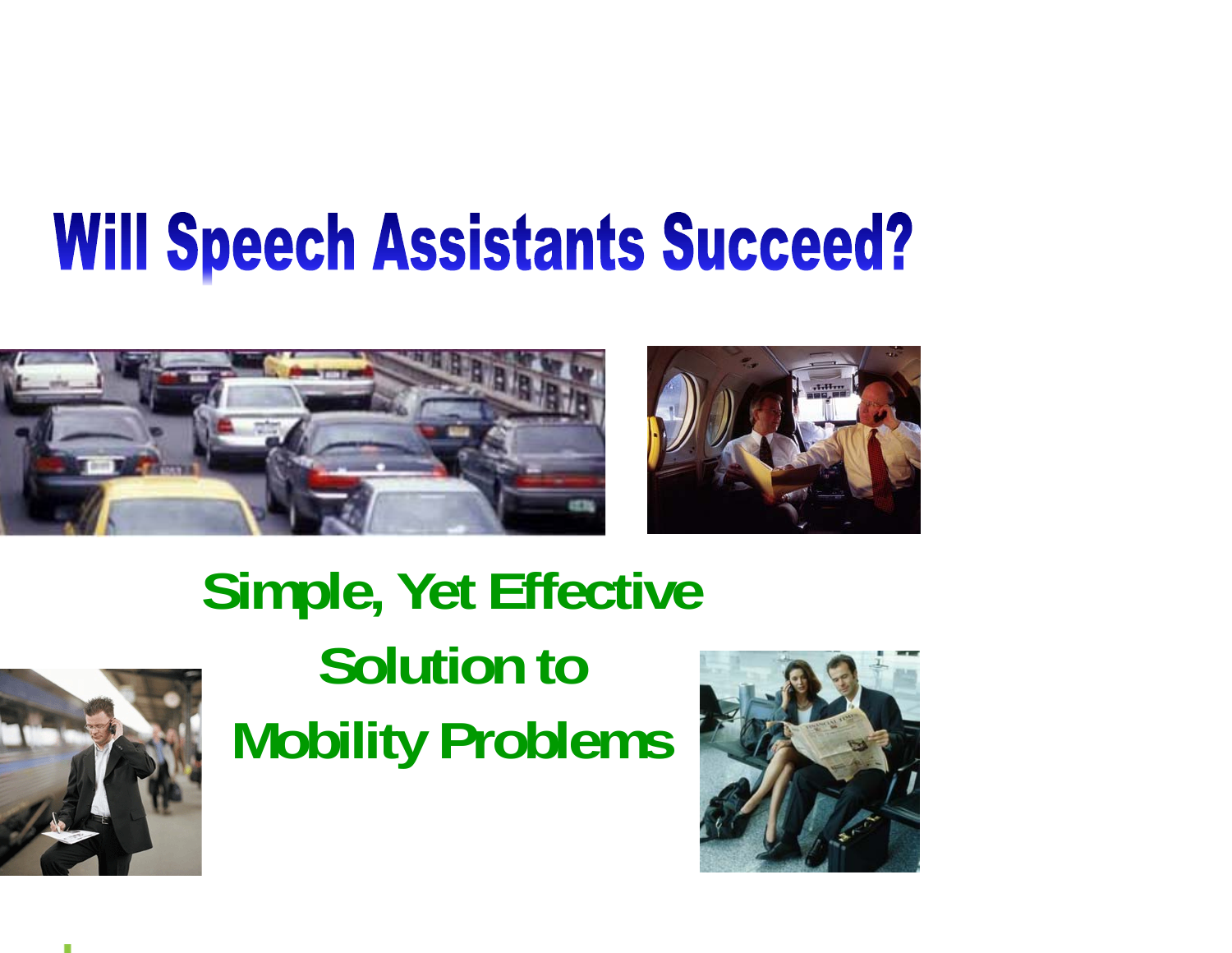# Will Speech Assistants Succeed?

**Simple, Yet Effective**

**Solution to**

**Mobility Problems**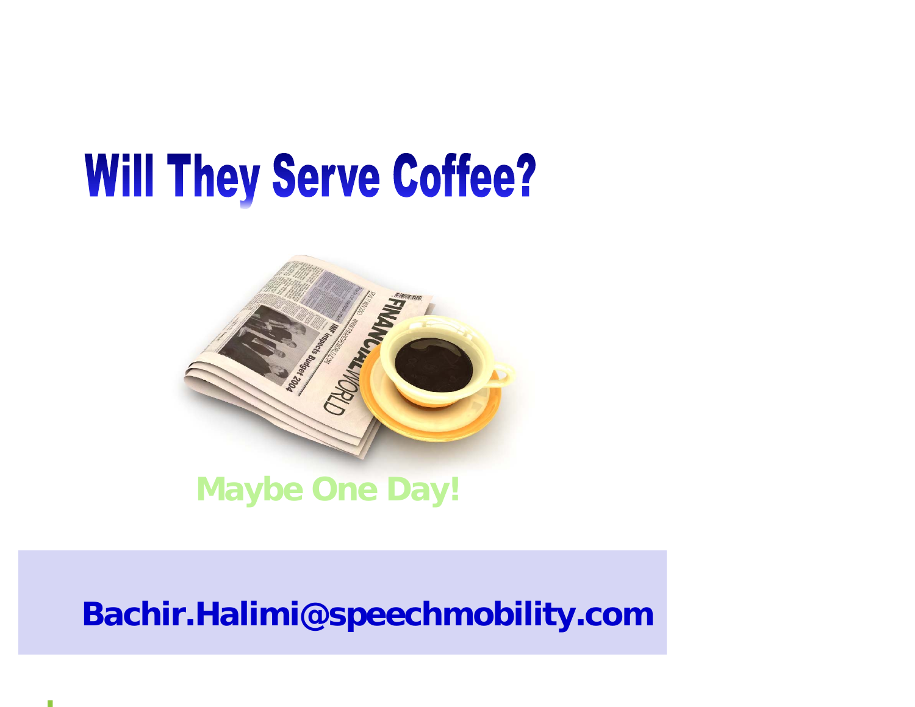# Will They Serve Coffee?

**Maybe One Day!**

**Bachir.Halimi@speechmobility.com**